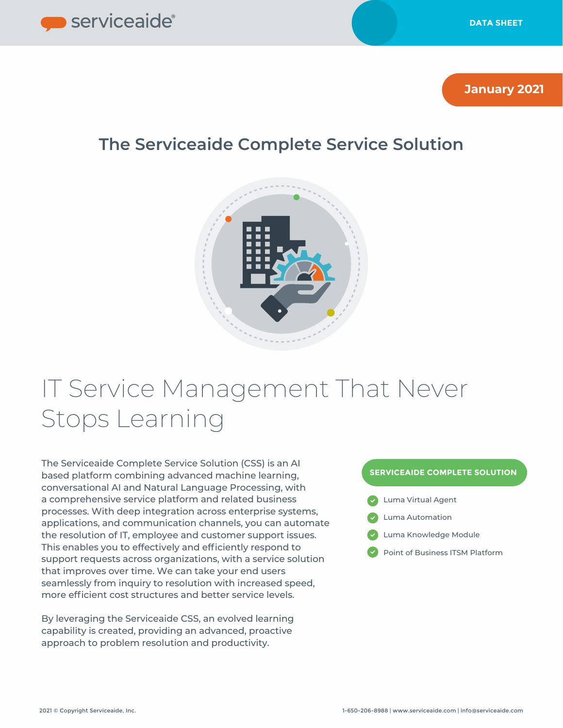DATA SHEET

January 2021

## The Serviceaide Complete Service Solution

# IT Service Management That Never Stops Learning

The Serviceaide Complete Service Solution (CSS) is an AI based platform combining advanced machine learning, conversational AI and Natural Language Processing, with a comprehensive service platform and related business processes. With deep integration across enterprise systems, applications, and communication channels, you can automate the resolution of IT, employee and customer support issues. This enables you to effectively and efficiently respond to support requests across organizations, with a service solution that improves over time. We can take your end users seamlessly from inquiry to resolution with increased speed, more efficient cost structures and better service levels.

By leveraging the Serviceaide CSS, an evolved learning capability is created, providing an advanced, proactive approach to problem resolution and productivity.

**SERVICEAIDE COMPLETE SOLUTION**

- Luma Virtual Agent
- Luma Automation
- Luma Knowledge Module
- Point of Business ITSM Platform

2021 © Copyright Serviceaide, Inc.

1-650-206-8988 | www.serviceaide.com | info@serviceaide.com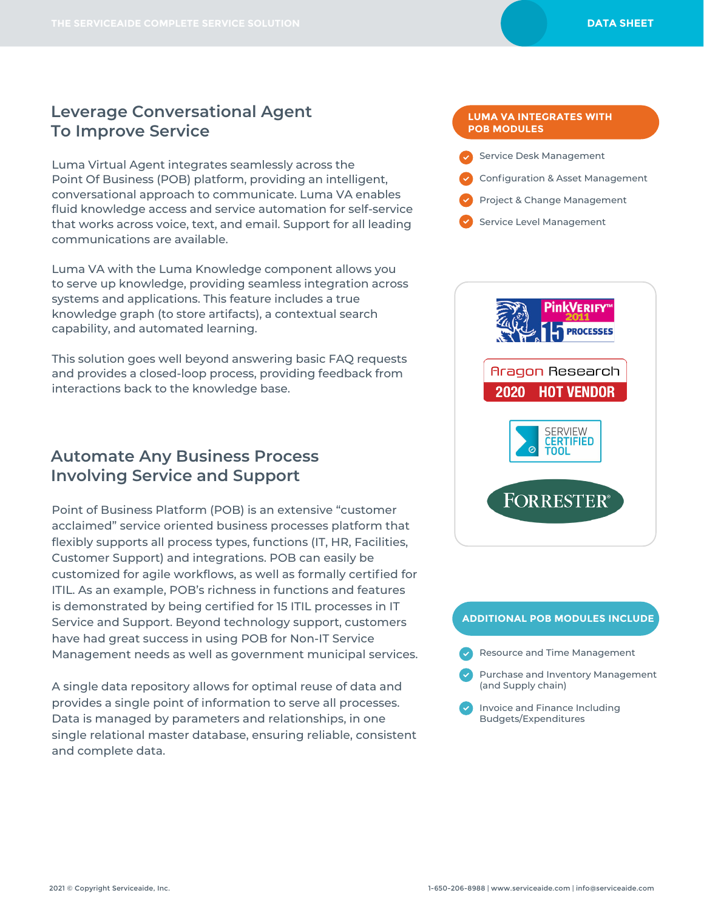## Leverage Conversational Agent To Improve Service

Luma Virtual Agent integrates seamlessly across the Point Of Business (POB) platform, providing an intelligent, conversational approach to communicate. Luma VA enables fluid knowledge access and service automation for self-service that works across voice, text, and email. Support for all leading communications are available.

Luma VA with the Luma Knowledge component allows you to serve up knowledge, providing seamless integration across systems and applications. This feature includes a true knowledge graph (to store artifacts), a contextual search capability, and automated learning.

This solution goes well beyond answering basic FAQ requests and provides a closed-loop process, providing feedback from interactions back to the knowledge base.

## Automate Any Business Process Involving Service and Support

Point of Business Platform (POB) is an extensive "customer acclaimed" service oriented business processes platform that flexibly supports all process types, functions (IT, HR, Facilities, Customer Support) and integrations. POB can easily be customized for agile workflows, as well as formally certified for ITIL. As an example, POB's richness in functions and features is demonstrated by being certified for 15 ITIL processes in IT Service and Support. Beyond technology support, customers have had great success in using POB for Non-IT Service Management needs as well as government municipal services.

A single data repository allows for optimal reuse of data and provides a single point of information to serve all processes. Data is managed by parameters and relationships, in one single relational master database, ensuring reliable, consistent and complete data.

### LUMA VA INTEGRATES WITH POB MODULES

- Service Desk Management
- Configuration & Asset Management
- Project & Change Management
- Service Level Management

PinkVERIFY™ 2011 15 PROCESSES

Aragon Research 2020 HOT VENDOR

SERVIEW CERTIFIED TOOL

FORRESTER®

### ADDITIONAL POB MODULES INCLUDE

- Resource and Time Management
- Purchase and Inventory Management (and Supply chain)
- Invoice and Finance Including Budgets/Expenditures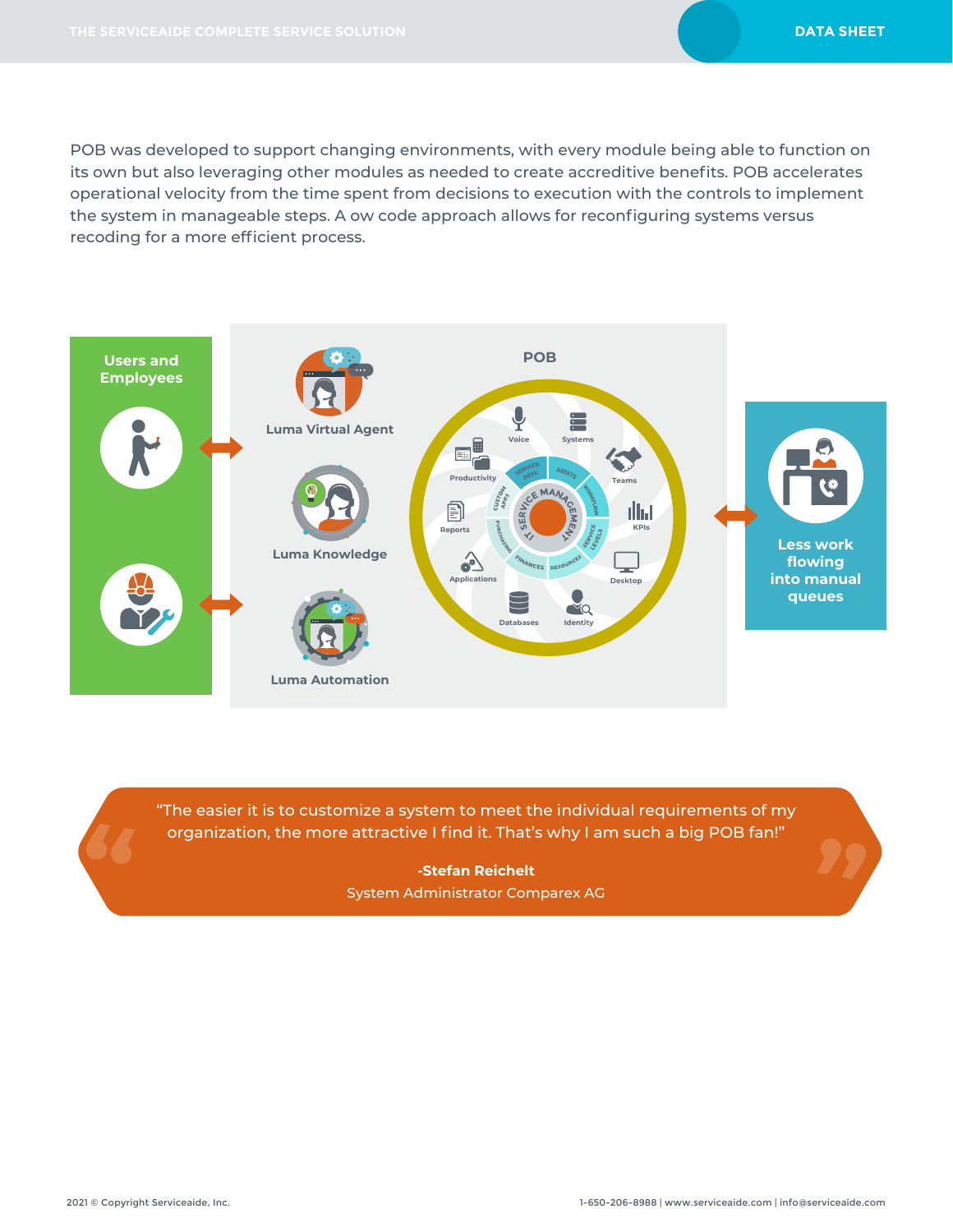POB was developed to support changing environments, with every module being able to function on its own but also leveraging other modules as needed to create accreditive benefits. POB accelerates operational velocity from the time spent from decisions to execution with the controls to implement the system in manageable steps. A ow code approach allows for reconfiguring systems versus recoding for a more efficient process.

**Users and Employees**

**Luma Virtual Agent**

**Luma Knowledge**

**Luma Automation**

**POB**

Voice, Systems, Teams, KPIs, Desktop, Identity, Databases, Applications, Reports, Productivity

IT SERVICE MANAGEMENT: Service Desk, Assets, Workflow, Service Levels, Resources, Finances, Purchasing, Custom Apps

**Less work flowing into manual queues**

> "The easier it is to customize a system to meet the individual requirements of my organization, the more attractive I find it. That's why I am such a big POB fan!"
>
> **-Stefan Reichelt**
> System Administrator Comparex AG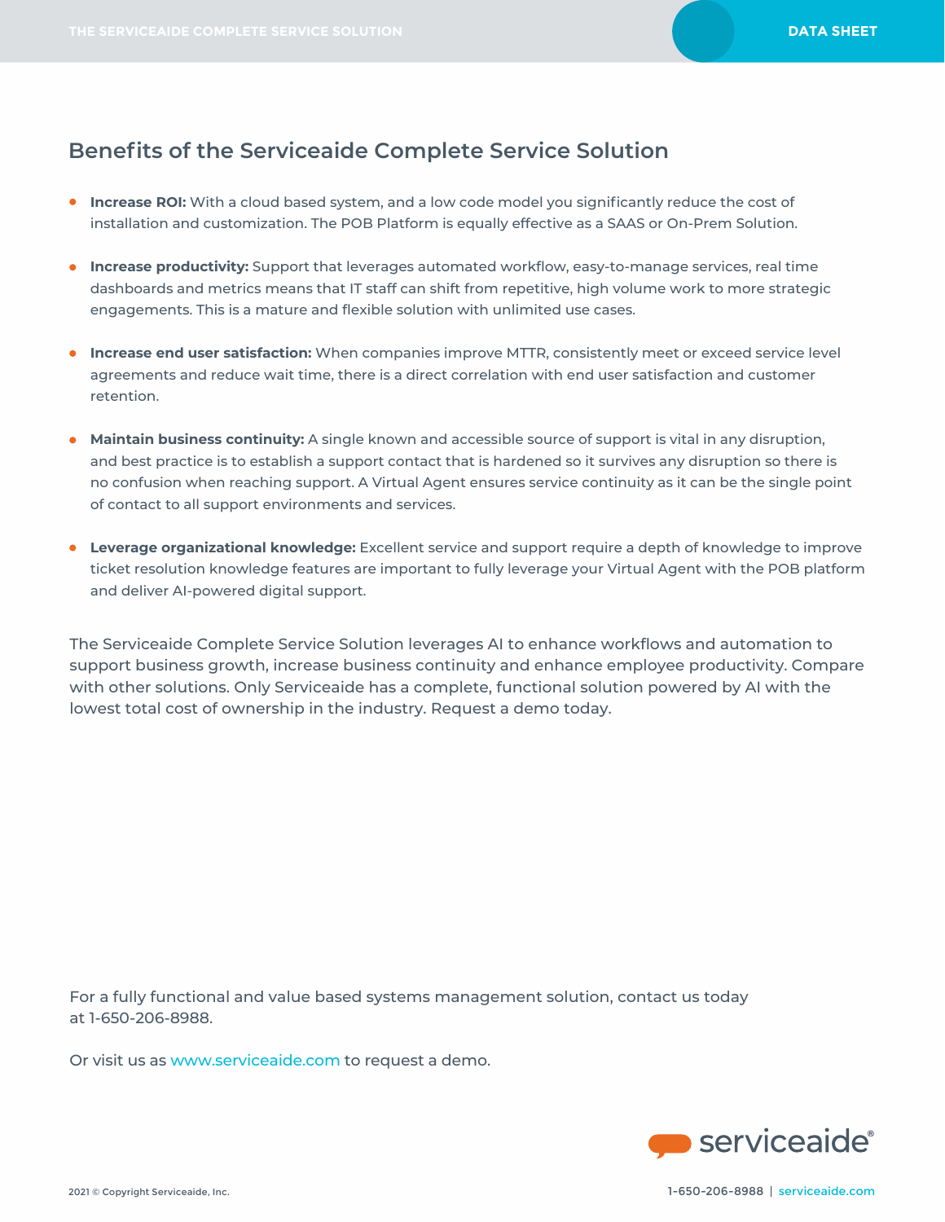## Benefits of the Serviceaide Complete Service Solution

- **Increase ROI:** With a cloud based system, and a low code model you significantly reduce the cost of installation and customization. The POB Platform is equally effective as a SAAS or On-Prem Solution.

- **Increase productivity:** Support that leverages automated workflow, easy-to-manage services, real time dashboards and metrics means that IT staff can shift from repetitive, high volume work to more strategic engagements. This is a mature and flexible solution with unlimited use cases.

- **Increase end user satisfaction:** When companies improve MTTR, consistently meet or exceed service level agreements and reduce wait time, there is a direct correlation with end user satisfaction and customer retention.

- **Maintain business continuity:** A single known and accessible source of support is vital in any disruption, and best practice is to establish a support contact that is hardened so it survives any disruption so there is no confusion when reaching support. A Virtual Agent ensures service continuity as it can be the single point of contact to all support environments and services.

- **Leverage organizational knowledge:** Excellent service and support require a depth of knowledge to improve ticket resolution knowledge features are important to fully leverage your Virtual Agent with the POB platform and deliver AI-powered digital support.

The Serviceaide Complete Service Solution leverages AI to enhance workflows and automation to support business growth, increase business continuity and enhance employee productivity. Compare with other solutions. Only Serviceaide has a complete, functional solution powered by AI with the lowest total cost of ownership in the industry. Request a demo today.

For a fully functional and value based systems management solution, contact us today at 1-650-206-8988.

Or visit us as www.serviceaide.com to request a demo.

serviceaide®

2021 © Copyright Serviceaide, Inc.

1-650-206-8988 | serviceaide.com